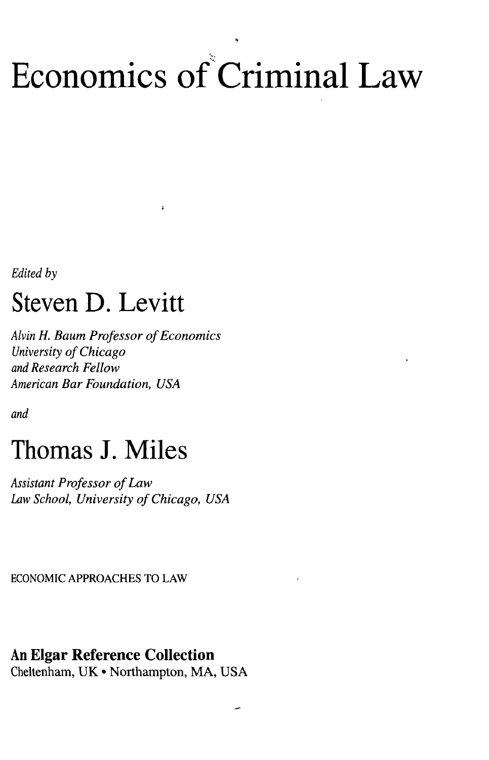# Economics of Criminal Law

*Edited by*

## Steven D. Levitt

*Alvin H. Baum Professor of Economics*
*University of Chicago*
*and Research Fellow*
*American Bar Foundation, USA*

*and*

## Thomas J. Miles

*Assistant Professor of Law*
*Law School, University of Chicago, USA*

ECONOMIC APPROACHES TO LAW

**An Elgar Reference Collection**
Cheltenham, UK • Northampton, MA, USA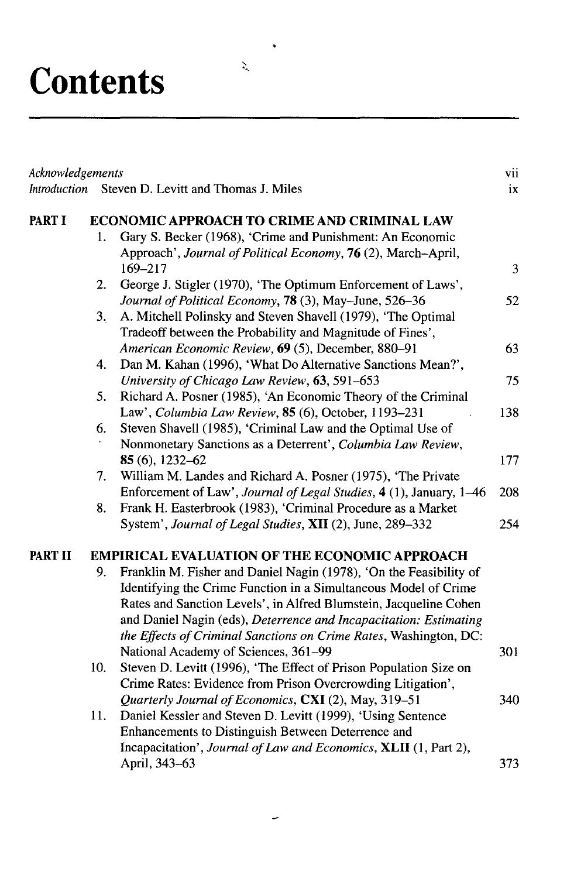# Contents

*Acknowledgements* vii

*Introduction* Steven D. Levitt and Thomas J. Miles ix

## PART I ECONOMIC APPROACH TO CRIME AND CRIMINAL LAW

1. Gary S. Becker (1968), 'Crime and Punishment: An Economic Approach', *Journal of Political Economy*, **76** (2), March–April, 169–217 — 3
2. George J. Stigler (1970), 'The Optimum Enforcement of Laws', *Journal of Political Economy*, **78** (3), May–June, 526–36 — 52
3. A. Mitchell Polinsky and Steven Shavell (1979), 'The Optimal Tradeoff between the Probability and Magnitude of Fines', *American Economic Review*, **69** (5), December, 880–91 — 63
4. Dan M. Kahan (1996), 'What Do Alternative Sanctions Mean?', *University of Chicago Law Review*, **63**, 591–653 — 75
5. Richard A. Posner (1985), 'An Economic Theory of the Criminal Law', *Columbia Law Review*, **85** (6), October, 1193–231 — 138
6. Steven Shavell (1985), 'Criminal Law and the Optimal Use of Nonmonetary Sanctions as a Deterrent', *Columbia Law Review*, **85** (6), 1232–62 — 177
7. William M. Landes and Richard A. Posner (1975), 'The Private Enforcement of Law', *Journal of Legal Studies*, **4** (1), January, 1–46 — 208
8. Frank H. Easterbrook (1983), 'Criminal Procedure as a Market System', *Journal of Legal Studies*, **XII** (2), June, 289–332 — 254

## PART II EMPIRICAL EVALUATION OF THE ECONOMIC APPROACH

9. Franklin M. Fisher and Daniel Nagin (1978), 'On the Feasibility of Identifying the Crime Function in a Simultaneous Model of Crime Rates and Sanction Levels', in Alfred Blumstein, Jacqueline Cohen and Daniel Nagin (eds), *Deterrence and Incapacitation: Estimating the Effects of Criminal Sanctions on Crime Rates*, Washington, DC: National Academy of Sciences, 361–99 — 301
10. Steven D. Levitt (1996), 'The Effect of Prison Population Size on Crime Rates: Evidence from Prison Overcrowding Litigation', *Quarterly Journal of Economics*, **CXI** (2), May, 319–51 — 340
11. Daniel Kessler and Steven D. Levitt (1999), 'Using Sentence Enhancements to Distinguish Between Deterrence and Incapacitation', *Journal of Law and Economics*, **XLII** (1, Part 2), April, 343–63 — 373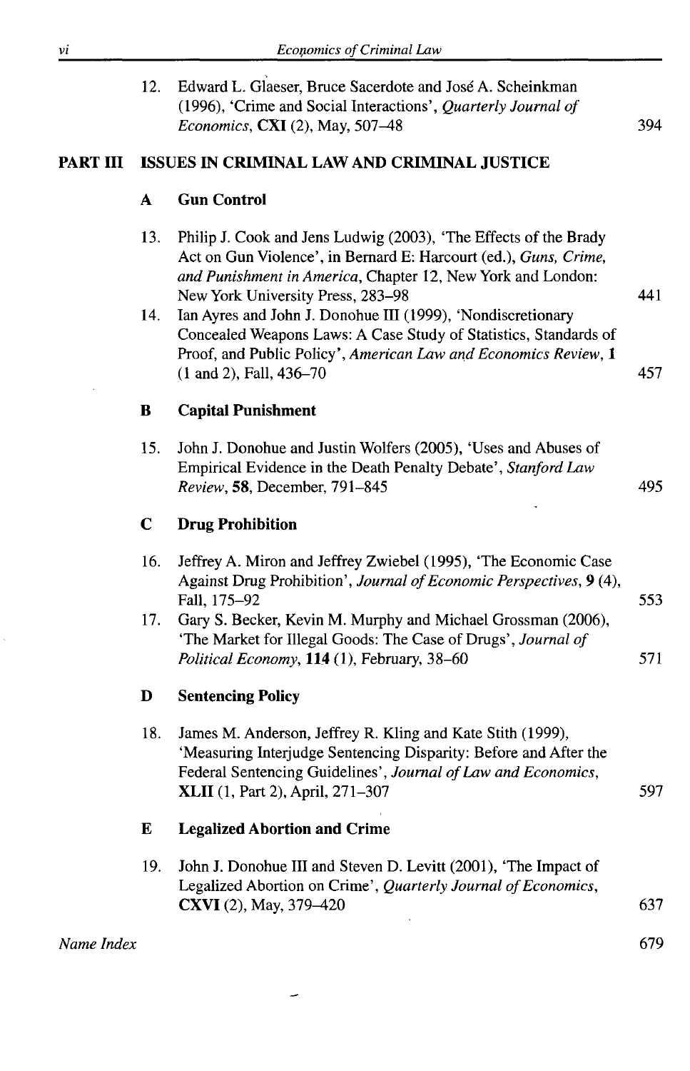12. Edward L. Glaeser, Bruce Sacerdote and José A. Scheinkman (1996), 'Crime and Social Interactions', *Quarterly Journal of Economics*, **CXI** (2), May, 507–48 — 394

## PART III ISSUES IN CRIMINAL LAW AND CRIMINAL JUSTICE

### A Gun Control

13. Philip J. Cook and Jens Ludwig (2003), 'The Effects of the Brady Act on Gun Violence', in Bernard E. Harcourt (ed.), *Guns, Crime, and Punishment in America*, Chapter 12, New York and London: New York University Press, 283–98 — 441
14. Ian Ayres and John J. Donohue III (1999), 'Nondiscretionary Concealed Weapons Laws: A Case Study of Statistics, Standards of Proof, and Public Policy', *American Law and Economics Review*, **1** (1 and 2), Fall, 436–70 — 457

### B Capital Punishment

15. John J. Donohue and Justin Wolfers (2005), 'Uses and Abuses of Empirical Evidence in the Death Penalty Debate', *Stanford Law Review*, **58**, December, 791–845 — 495

### C Drug Prohibition

16. Jeffrey A. Miron and Jeffrey Zwiebel (1995), 'The Economic Case Against Drug Prohibition', *Journal of Economic Perspectives*, **9** (4), Fall, 175–92 — 553
17. Gary S. Becker, Kevin M. Murphy and Michael Grossman (2006), 'The Market for Illegal Goods: The Case of Drugs', *Journal of Political Economy*, **114** (1), February, 38–60 — 571

### D Sentencing Policy

18. James M. Anderson, Jeffrey R. Kling and Kate Stith (1999), 'Measuring Interjudge Sentencing Disparity: Before and After the Federal Sentencing Guidelines', *Journal of Law and Economics*, **XLII** (1, Part 2), April, 271–307 — 597

### E Legalized Abortion and Crime

19. John J. Donohue III and Steven D. Levitt (2001), 'The Impact of Legalized Abortion on Crime', *Quarterly Journal of Economics*, **CXVI** (2), May, 379–420 — 637

*Name Index* — 679